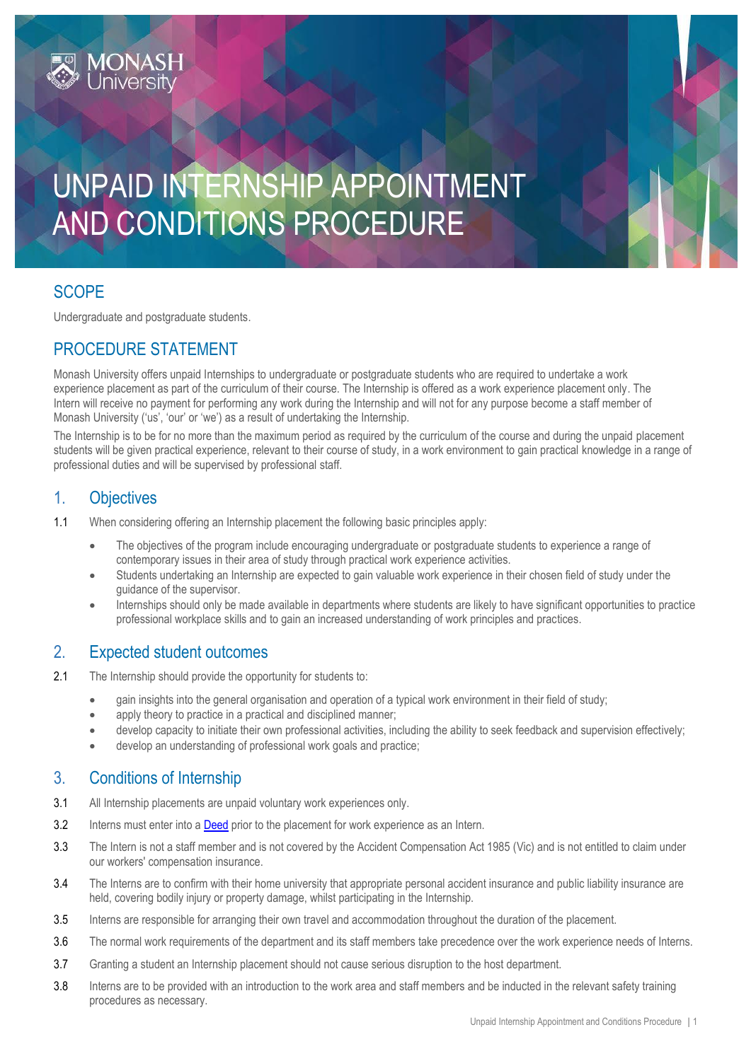# UNPAID INTERNSHIP APPOINTMENT AND CONDITIONS PROCEDURE

## SCOPE

Undergraduate and postgraduate students.

## PROCEDURE STATEMENT

Monash University offers unpaid Internships to undergraduate or postgraduate students who are required to undertake a work experience placement as part of the curriculum of their course. The Internship is offered as a work experience placement only. The Intern will receive no payment for performing any work during the Internship and will not for any purpose become a staff member of Monash University ('us', 'our' or 'we') as a result of undertaking the Internship.

The Internship is to be for no more than the maximum period as required by the curriculum of the course and during the unpaid placement students will be given practical experience, relevant to their course of study, in a work environment to gain practical knowledge in a range of professional duties and will be supervised by professional staff.

## 1. Objectives

1.1 When considering offering an Internship placement the following basic principles apply:

- The objectives of the program include encouraging undergraduate or postgraduate students to experience a range of contemporary issues in their area of study through practical work experience activities.
- Students undertaking an Internship are expected to gain valuable work experience in their chosen field of study under the guidance of the supervisor.
- Internships should only be made available in departments where students are likely to have significant opportunities to practice professional workplace skills and to gain an increased understanding of work principles and practices.

## 2. Expected student outcomes

2.1 The Internship should provide the opportunity for students to:

- gain insights into the general organisation and operation of a typical work environment in their field of study;
- apply theory to practice in a practical and disciplined manner;
- develop capacity to initiate their own professional activities, including the ability to seek feedback and supervision effectively;
- develop an understanding of professional work goals and practice;

## 3. Conditions of Internship

3.1 All Internship placements are unpaid voluntary work experiences only.

3.2 Interns must enter into a Deed prior to the placement for work experience as an Intern.

3.3 The Intern is not a staff member and is not covered by the Accident Compensation Act 1985 (Vic) and is not entitled to claim under our workers' compensation insurance.

3.4 The Interns are to confirm with their home university that appropriate personal accident insurance and public liability insurance are held, covering bodily injury or property damage, whilst participating in the Internship.

3.5 Interns are responsible for arranging their own travel and accommodation throughout the duration of the placement.

3.6 The normal work requirements of the department and its staff members take precedence over the work experience needs of Interns.

3.7 Granting a student an Internship placement should not cause serious disruption to the host department.

3.8 Interns are to be provided with an introduction to the work area and staff members and be inducted in the relevant safety training procedures as necessary.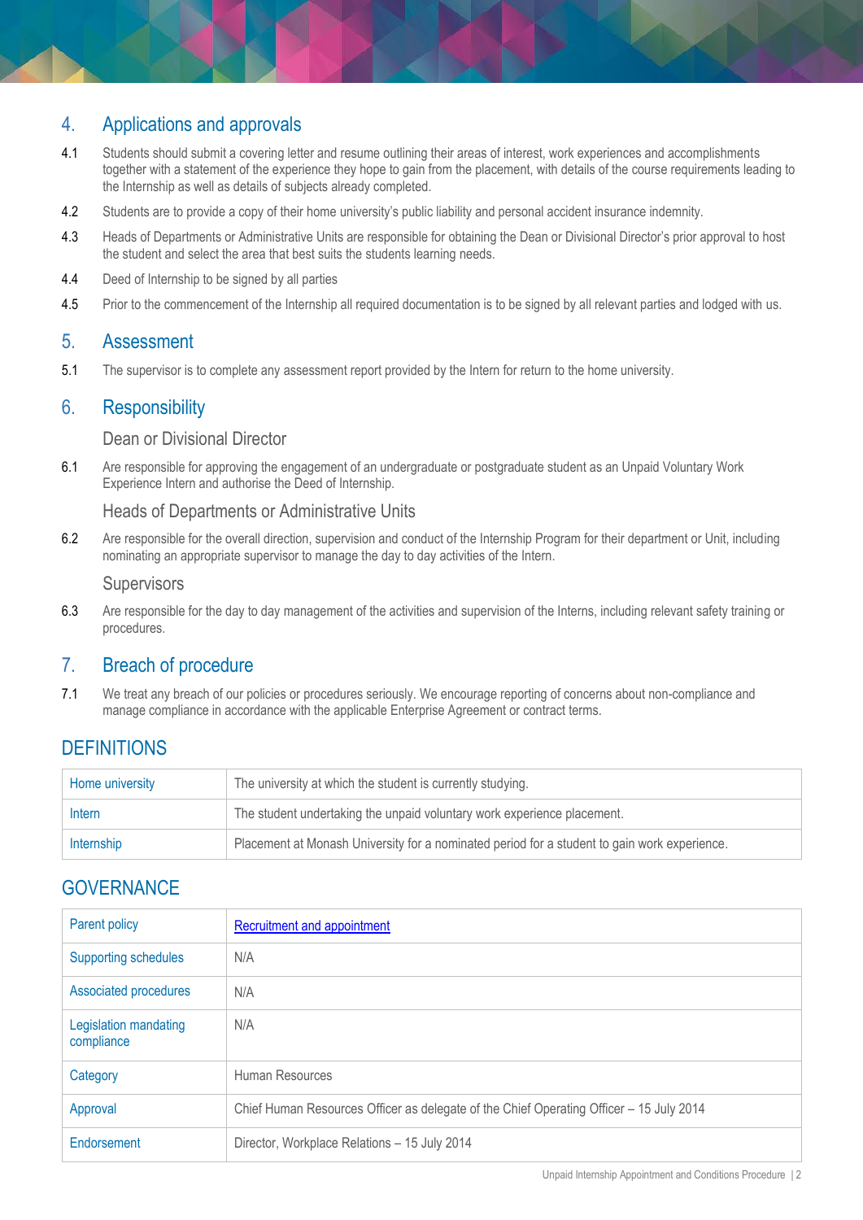## 4. Applications and approvals

4.1 Students should submit a covering letter and resume outlining their areas of interest, work experiences and accomplishments together with a statement of the experience they hope to gain from the placement, with details of the course requirements leading to the Internship as well as details of subjects already completed.

4.2 Students are to provide a copy of their home university's public liability and personal accident insurance indemnity.

4.3 Heads of Departments or Administrative Units are responsible for obtaining the Dean or Divisional Director's prior approval to host the student and select the area that best suits the students learning needs.

4.4 Deed of Internship to be signed by all parties

4.5 Prior to the commencement of the Internship all required documentation is to be signed by all relevant parties and lodged with us.

## 5. Assessment

5.1 The supervisor is to complete any assessment report provided by the Intern for return to the home university.

## 6. Responsibility

### Dean or Divisional Director

6.1 Are responsible for approving the engagement of an undergraduate or postgraduate student as an Unpaid Voluntary Work Experience Intern and authorise the Deed of Internship.

### Heads of Departments or Administrative Units

6.2 Are responsible for the overall direction, supervision and conduct of the Internship Program for their department or Unit, including nominating an appropriate supervisor to manage the day to day activities of the Intern.

### Supervisors

6.3 Are responsible for the day to day management of the activities and supervision of the Interns, including relevant safety training or procedures.

## 7. Breach of procedure

7.1 We treat any breach of our policies or procedures seriously. We encourage reporting of concerns about non-compliance and manage compliance in accordance with the applicable Enterprise Agreement or contract terms.

## DEFINITIONS

| Term | Definition |
|---|---|
| Home university | The university at which the student is currently studying. |
| Intern | The student undertaking the unpaid voluntary work experience placement. |
| Internship | Placement at Monash University for a nominated period for a student to gain work experience. |

## GOVERNANCE

| Item | Details |
|---|---|
| Parent policy | Recruitment and appointment |
| Supporting schedules | N/A |
| Associated procedures | N/A |
| Legislation mandating compliance | N/A |
| Category | Human Resources |
| Approval | Chief Human Resources Officer as delegate of the Chief Operating Officer – 15 July 2014 |
| Endorsement | Director, Workplace Relations – 15 July 2014 |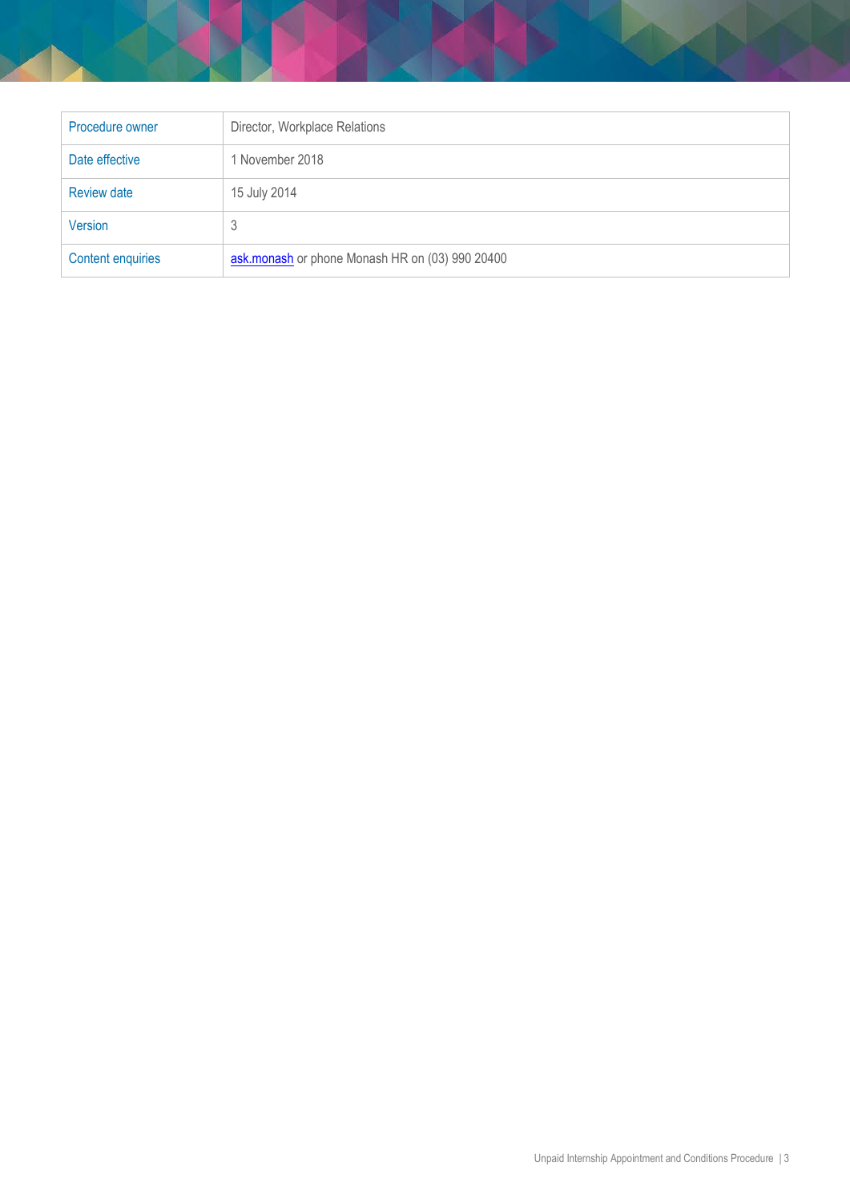| | |
|---|---|
| Procedure owner | Director, Workplace Relations |
| Date effective | 1 November 2018 |
| Review date | 15 July 2014 |
| Version | 3 |
| Content enquiries | ask.monash or phone Monash HR on (03) 990 20400 |